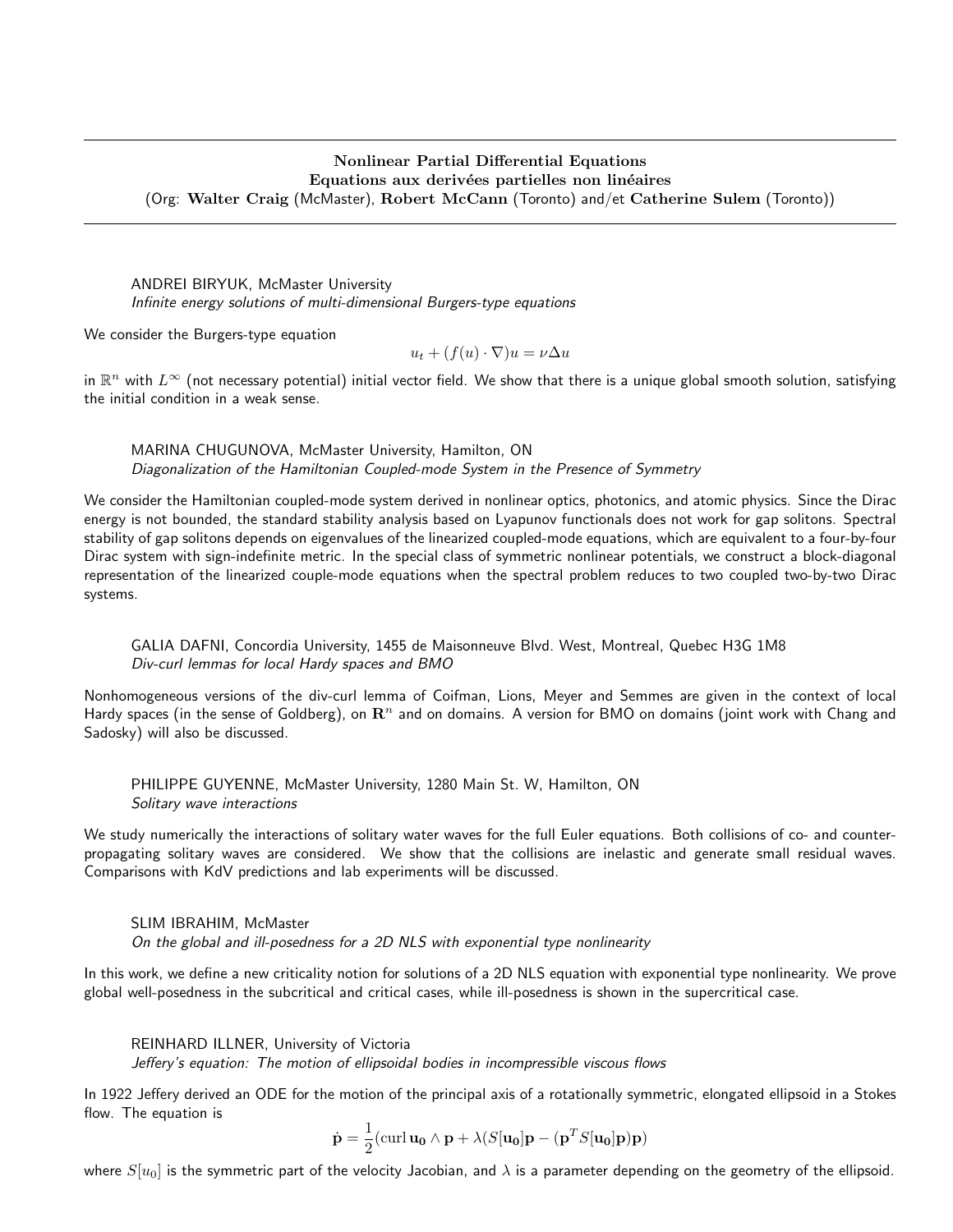**Nonlinear Partial Differential Equations**
**Equations aux derivées partielles non linéaires**
(Org: **Walter Craig** (McMaster), **Robert McCann** (Toronto) and/et **Catherine Sulem** (Toronto))

---

ANDREI BIRYUK, McMaster University
*Infinite energy solutions of multi-dimensional Burgers-type equations*

We consider the Burgers-type equation

$$u_t + (f(u) \cdot \nabla)u = \nu \Delta u$$

in $\mathbb{R}^n$ with $L^\infty$ (not necessary potential) initial vector field. We show that there is a unique global smooth solution, satisfying the initial condition in a weak sense.

MARINA CHUGUNOVA, McMaster University, Hamilton, ON
*Diagonalization of the Hamiltonian Coupled-mode System in the Presence of Symmetry*

We consider the Hamiltonian coupled-mode system derived in nonlinear optics, photonics, and atomic physics. Since the Dirac energy is not bounded, the standard stability analysis based on Lyapunov functionals does not work for gap solitons. Spectral stability of gap solitons depends on eigenvalues of the linearized coupled-mode equations, which are equivalent to a four-by-four Dirac system with sign-indefinite metric. In the special class of symmetric nonlinear potentials, we construct a block-diagonal representation of the linearized couple-mode equations when the spectral problem reduces to two coupled two-by-two Dirac systems.

GALIA DAFNI, Concordia University, 1455 de Maisonneuve Blvd. West, Montreal, Quebec H3G 1M8
*Div-curl lemmas for local Hardy spaces and BMO*

Nonhomogeneous versions of the div-curl lemma of Coifman, Lions, Meyer and Semmes are given in the context of local Hardy spaces (in the sense of Goldberg), on $\mathbf{R}^n$ and on domains. A version for BMO on domains (joint work with Chang and Sadosky) will also be discussed.

PHILIPPE GUYENNE, McMaster University, 1280 Main St. W, Hamilton, ON
*Solitary wave interactions*

We study numerically the interactions of solitary water waves for the full Euler equations. Both collisions of co- and counter-propagating solitary waves are considered. We show that the collisions are inelastic and generate small residual waves. Comparisons with KdV predictions and lab experiments will be discussed.

SLIM IBRAHIM, McMaster
*On the global and ill-posedness for a 2D NLS with exponential type nonlinearity*

In this work, we define a new criticality notion for solutions of a 2D NLS equation with exponential type nonlinearity. We prove global well-posedness in the subcritical and critical cases, while ill-posedness is shown in the supercritical case.

REINHARD ILLNER, University of Victoria
*Jeffery's equation: The motion of ellipsoidal bodies in incompressible viscous flows*

In 1922 Jeffery derived an ODE for the motion of the principal axis of a rotationally symmetric, elongated ellipsoid in a Stokes flow. The equation is

$$\dot{\mathbf{p}} = \frac{1}{2}(\operatorname{curl} \mathbf{u_0} \wedge \mathbf{p} + \lambda(S[\mathbf{u_0}]\mathbf{p} - (\mathbf{p}^T S[\mathbf{u_0}]\mathbf{p})\mathbf{p})$$

where $S[u_0]$ is the symmetric part of the velocity Jacobian, and $\lambda$ is a parameter depending on the geometry of the ellipsoid.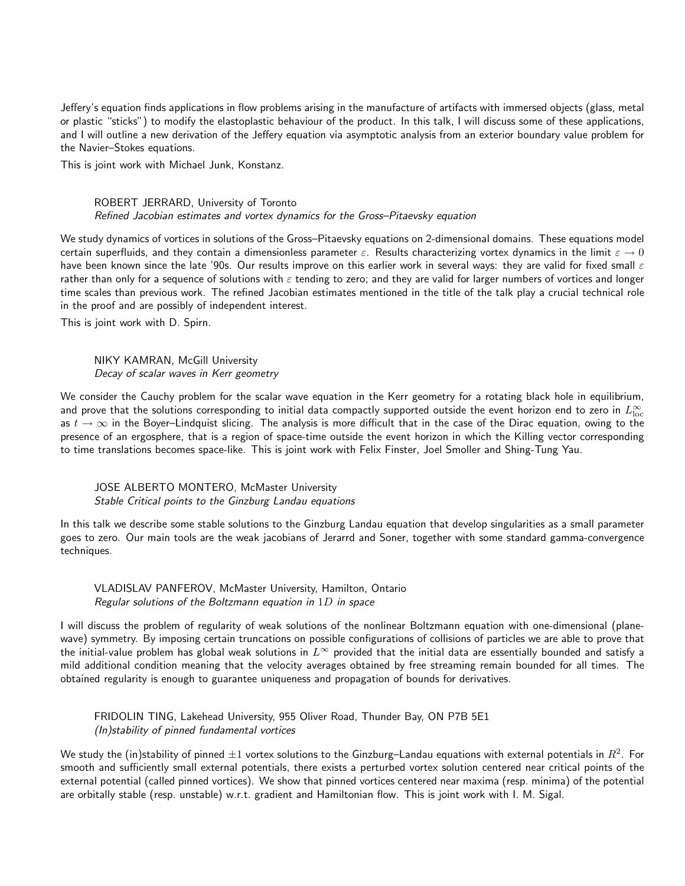Jeffery's equation finds applications in flow problems arising in the manufacture of artifacts with immersed objects (glass, metal or plastic "sticks") to modify the elastoplastic behaviour of the product. In this talk, I will discuss some of these applications, and I will outline a new derivation of the Jeffery equation via asymptotic analysis from an exterior boundary value problem for the Navier–Stokes equations.

This is joint work with Michael Junk, Konstanz.

ROBERT JERRARD, University of Toronto
*Refined Jacobian estimates and vortex dynamics for the Gross–Pitaevsky equation*

We study dynamics of vortices in solutions of the Gross–Pitaevsky equations on 2-dimensional domains. These equations model certain superfluids, and they contain a dimensionless parameter $\varepsilon$. Results characterizing vortex dynamics in the limit $\varepsilon \to 0$ have been known since the late '90s. Our results improve on this earlier work in several ways: they are valid for fixed small $\varepsilon$ rather than only for a sequence of solutions with $\varepsilon$ tending to zero; and they are valid for larger numbers of vortices and longer time scales than previous work. The refined Jacobian estimates mentioned in the title of the talk play a crucial technical role in the proof and are possibly of independent interest.

This is joint work with D. Spirn.

NIKY KAMRAN, McGill University
*Decay of scalar waves in Kerr geometry*

We consider the Cauchy problem for the scalar wave equation in the Kerr geometry for a rotating black hole in equilibrium, and prove that the solutions corresponding to initial data compactly supported outside the event horizon end to zero in $L^\infty_{\mathrm{loc}}$ as $t \to \infty$ in the Boyer–Lindquist slicing. The analysis is more difficult that in the case of the Dirac equation, owing to the presence of an ergosphere, that is a region of space-time outside the event horizon in which the Killing vector corresponding to time translations becomes space-like. This is joint work with Felix Finster, Joel Smoller and Shing-Tung Yau.

JOSE ALBERTO MONTERO, McMaster University
*Stable Critical points to the Ginzburg Landau equations*

In this talk we describe some stable solutions to the Ginzburg Landau equation that develop singularities as a small parameter goes to zero. Our main tools are the weak jacobians of Jerarrd and Soner, together with some standard gamma-convergence techniques.

VLADISLAV PANFEROV, McMaster University, Hamilton, Ontario
*Regular solutions of the Boltzmann equation in $1D$ in space*

I will discuss the problem of regularity of weak solutions of the nonlinear Boltzmann equation with one-dimensional (plane-wave) symmetry. By imposing certain truncations on possible configurations of collisions of particles we are able to prove that the initial-value problem has global weak solutions in $L^\infty$ provided that the initial data are essentially bounded and satisfy a mild additional condition meaning that the velocity averages obtained by free streaming remain bounded for all times. The obtained regularity is enough to guarantee uniqueness and propagation of bounds for derivatives.

FRIDOLIN TING, Lakehead University, 955 Oliver Road, Thunder Bay, ON P7B 5E1
*(In)stability of pinned fundamental vortices*

We study the (in)stability of pinned $\pm 1$ vortex solutions to the Ginzburg–Landau equations with external potentials in $R^2$. For smooth and sufficiently small external potentials, there exists a perturbed vortex solution centered near critical points of the external potential (called pinned vortices). We show that pinned vortices centered near maxima (resp. minima) of the potential are orbitally stable (resp. unstable) w.r.t. gradient and Hamiltonian flow. This is joint work with I. M. Sigal.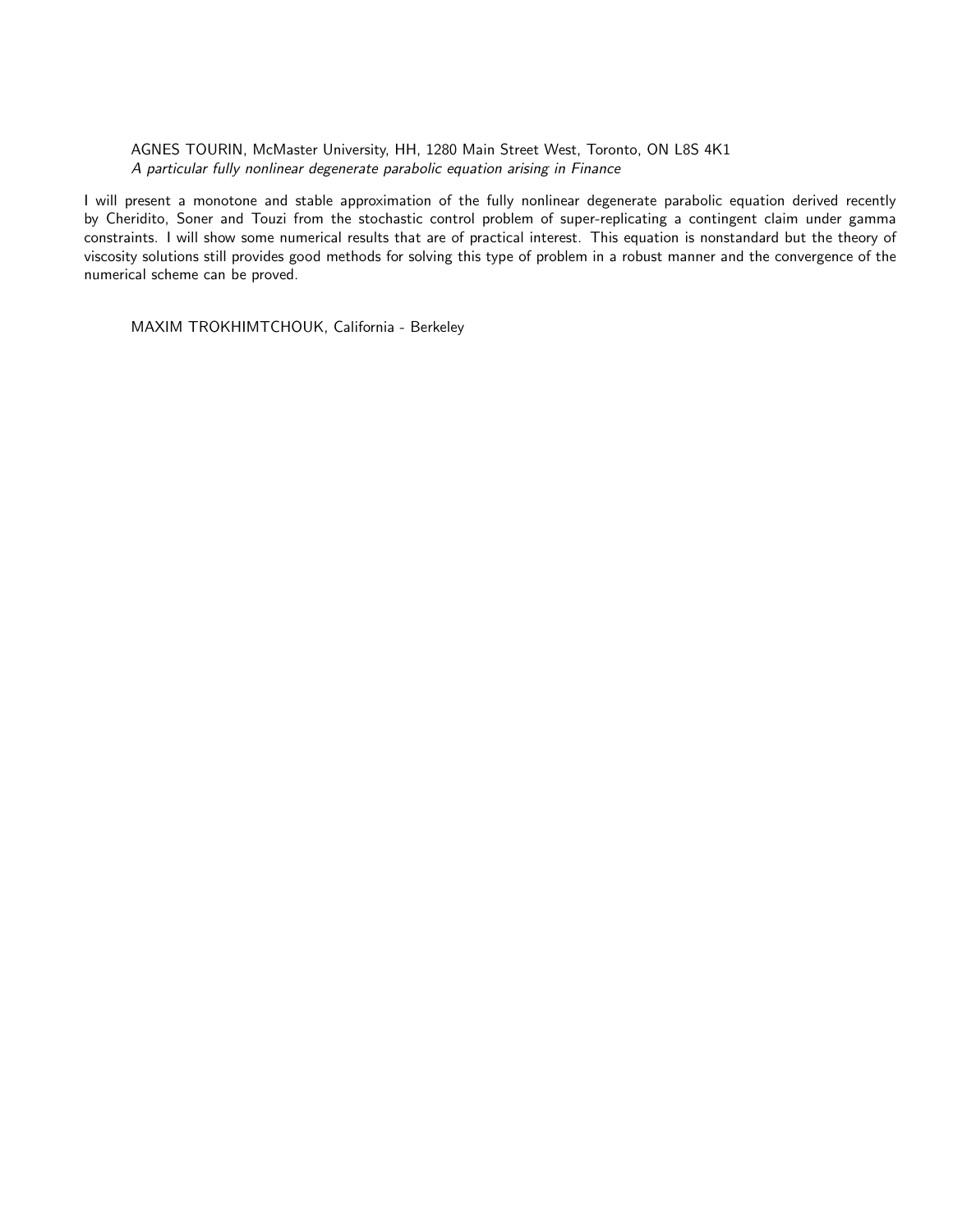AGNES TOURIN, McMaster University, HH, 1280 Main Street West, Toronto, ON L8S 4K1
*A particular fully nonlinear degenerate parabolic equation arising in Finance*

I will present a monotone and stable approximation of the fully nonlinear degenerate parabolic equation derived recently by Cheridito, Soner and Touzi from the stochastic control problem of super-replicating a contingent claim under gamma constraints. I will show some numerical results that are of practical interest. This equation is nonstandard but the theory of viscosity solutions still provides good methods for solving this type of problem in a robust manner and the convergence of the numerical scheme can be proved.

MAXIM TROKHIMTCHOUK, California - Berkeley